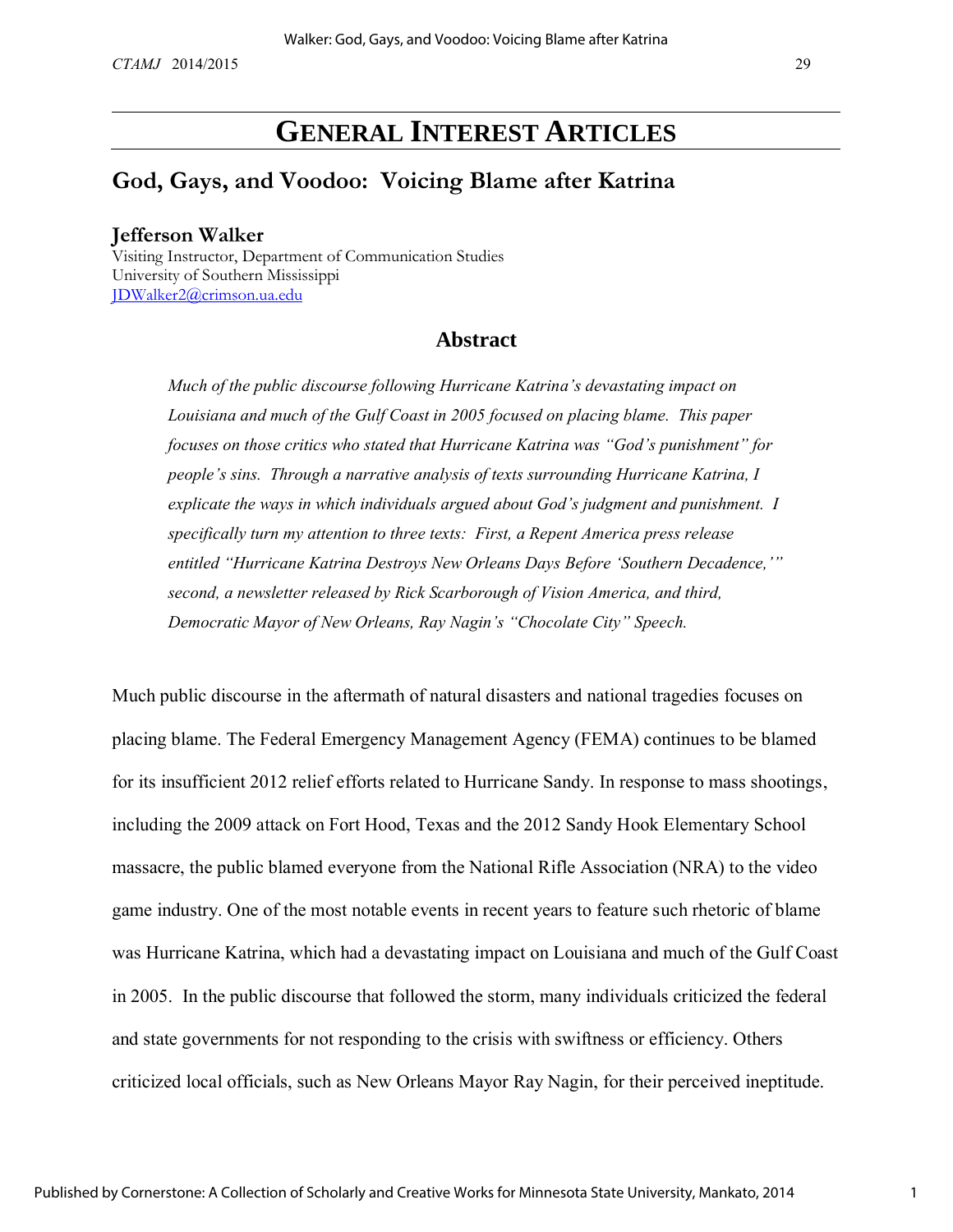# GENERAL INTEREST ARTICLES

## God, Gays, and Voodoo: Voicing Blame after Katrina

**Jefferson Walker**
Visiting Instructor, Department of Communication Studies
University of Southern Mississippi
JDWalker2@crimson.ua.edu

### Abstract

*Much of the public discourse following Hurricane Katrina's devastating impact on Louisiana and much of the Gulf Coast in 2005 focused on placing blame. This paper focuses on those critics who stated that Hurricane Katrina was "God's punishment" for people's sins. Through a narrative analysis of texts surrounding Hurricane Katrina, I explicate the ways in which individuals argued about God's judgment and punishment. I specifically turn my attention to three texts: First, a Repent America press release entitled "Hurricane Katrina Destroys New Orleans Days Before 'Southern Decadence,'" second, a newsletter released by Rick Scarborough of Vision America, and third, Democratic Mayor of New Orleans, Ray Nagin's "Chocolate City" Speech.*

Much public discourse in the aftermath of natural disasters and national tragedies focuses on placing blame. The Federal Emergency Management Agency (FEMA) continues to be blamed for its insufficient 2012 relief efforts related to Hurricane Sandy. In response to mass shootings, including the 2009 attack on Fort Hood, Texas and the 2012 Sandy Hook Elementary School massacre, the public blamed everyone from the National Rifle Association (NRA) to the video game industry. One of the most notable events in recent years to feature such rhetoric of blame was Hurricane Katrina, which had a devastating impact on Louisiana and much of the Gulf Coast in 2005. In the public discourse that followed the storm, many individuals criticized the federal and state governments for not responding to the crisis with swiftness or efficiency. Others criticized local officials, such as New Orleans Mayor Ray Nagin, for their perceived ineptitude.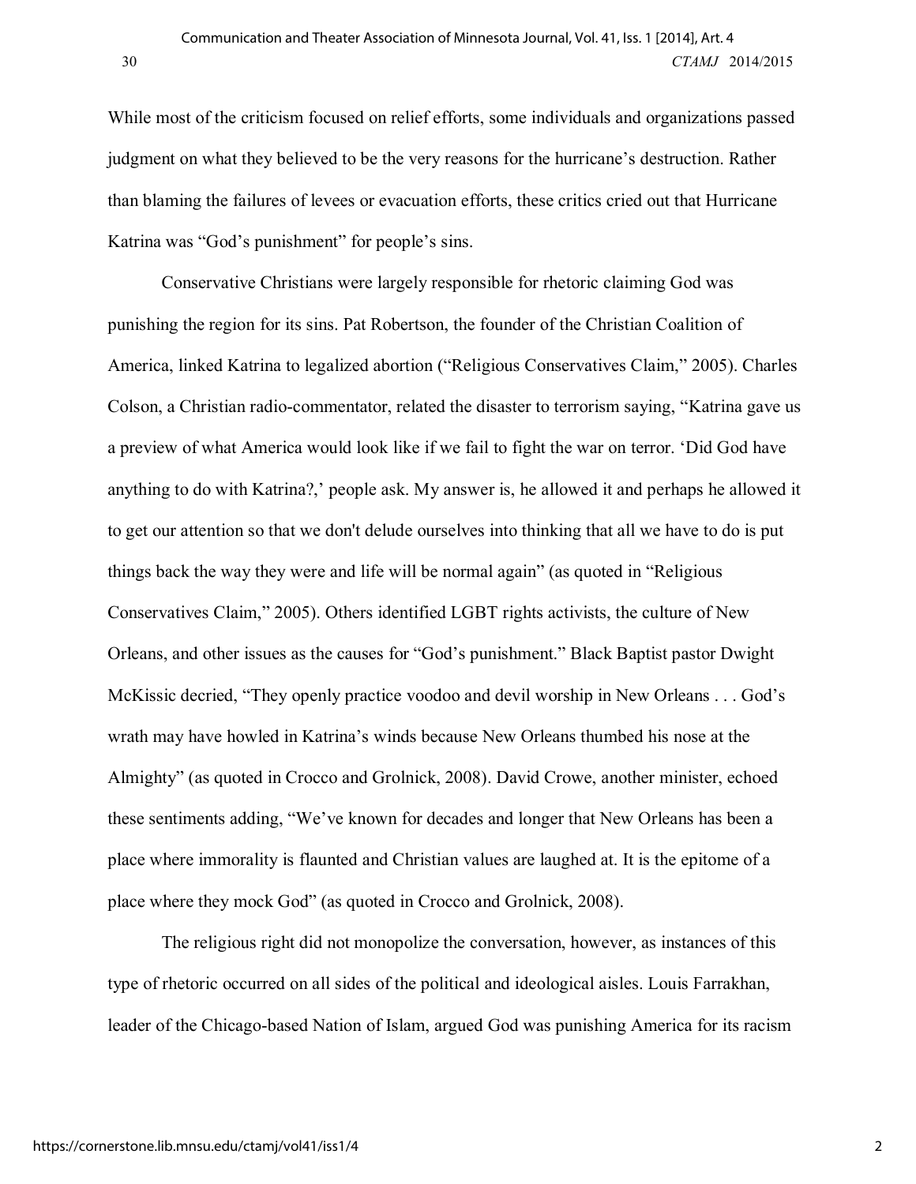While most of the criticism focused on relief efforts, some individuals and organizations passed judgment on what they believed to be the very reasons for the hurricane's destruction. Rather than blaming the failures of levees or evacuation efforts, these critics cried out that Hurricane Katrina was "God's punishment" for people's sins.

Conservative Christians were largely responsible for rhetoric claiming God was punishing the region for its sins. Pat Robertson, the founder of the Christian Coalition of America, linked Katrina to legalized abortion ("Religious Conservatives Claim," 2005). Charles Colson, a Christian radio-commentator, related the disaster to terrorism saying, "Katrina gave us a preview of what America would look like if we fail to fight the war on terror. 'Did God have anything to do with Katrina?,' people ask. My answer is, he allowed it and perhaps he allowed it to get our attention so that we don't delude ourselves into thinking that all we have to do is put things back the way they were and life will be normal again" (as quoted in "Religious Conservatives Claim," 2005). Others identified LGBT rights activists, the culture of New Orleans, and other issues as the causes for "God's punishment." Black Baptist pastor Dwight McKissic decried, "They openly practice voodoo and devil worship in New Orleans . . . God's wrath may have howled in Katrina's winds because New Orleans thumbed his nose at the Almighty" (as quoted in Crocco and Grolnick, 2008). David Crowe, another minister, echoed these sentiments adding, "We've known for decades and longer that New Orleans has been a place where immorality is flaunted and Christian values are laughed at. It is the epitome of a place where they mock God" (as quoted in Crocco and Grolnick, 2008).

The religious right did not monopolize the conversation, however, as instances of this type of rhetoric occurred on all sides of the political and ideological aisles. Louis Farrakhan, leader of the Chicago-based Nation of Islam, argued God was punishing America for its racism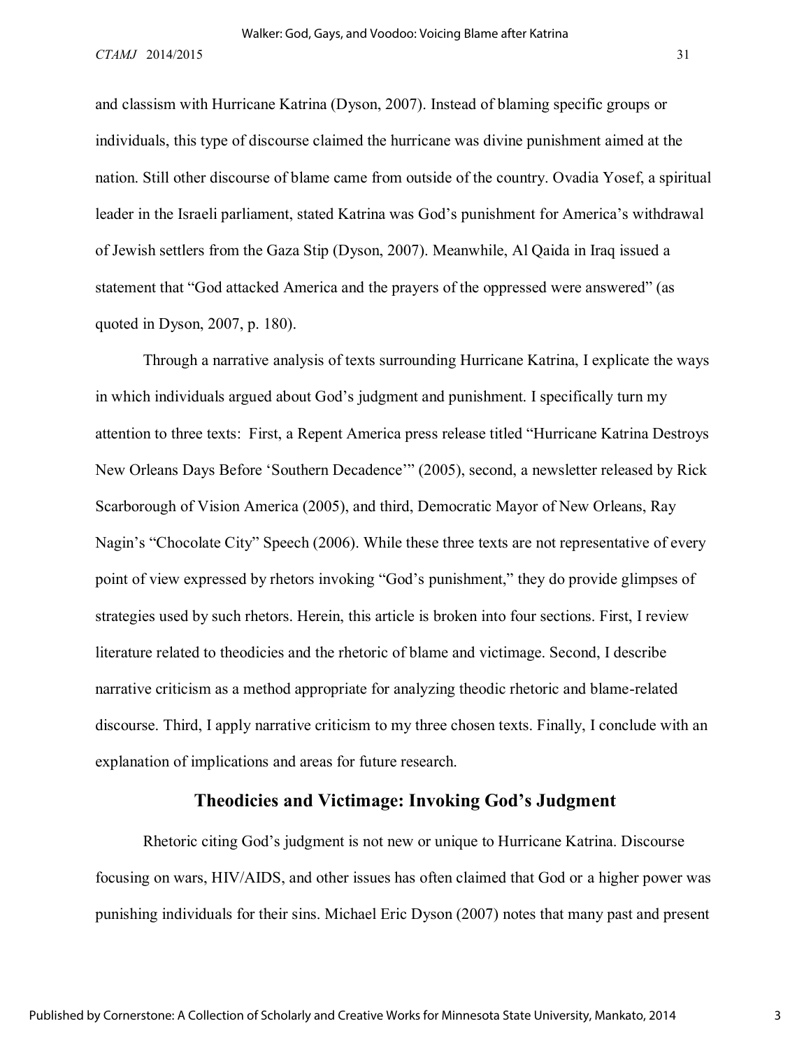and classism with Hurricane Katrina (Dyson, 2007). Instead of blaming specific groups or individuals, this type of discourse claimed the hurricane was divine punishment aimed at the nation. Still other discourse of blame came from outside of the country. Ovadia Yosef, a spiritual leader in the Israeli parliament, stated Katrina was God's punishment for America's withdrawal of Jewish settlers from the Gaza Stip (Dyson, 2007). Meanwhile, Al Qaida in Iraq issued a statement that "God attacked America and the prayers of the oppressed were answered" (as quoted in Dyson, 2007, p. 180).

Through a narrative analysis of texts surrounding Hurricane Katrina, I explicate the ways in which individuals argued about God's judgment and punishment. I specifically turn my attention to three texts: First, a Repent America press release titled "Hurricane Katrina Destroys New Orleans Days Before 'Southern Decadence'" (2005), second, a newsletter released by Rick Scarborough of Vision America (2005), and third, Democratic Mayor of New Orleans, Ray Nagin's "Chocolate City" Speech (2006). While these three texts are not representative of every point of view expressed by rhetors invoking "God's punishment," they do provide glimpses of strategies used by such rhetors. Herein, this article is broken into four sections. First, I review literature related to theodicies and the rhetoric of blame and victimage. Second, I describe narrative criticism as a method appropriate for analyzing theodic rhetoric and blame-related discourse. Third, I apply narrative criticism to my three chosen texts. Finally, I conclude with an explanation of implications and areas for future research.

## Theodicies and Victimage: Invoking God's Judgment

Rhetoric citing God's judgment is not new or unique to Hurricane Katrina. Discourse focusing on wars, HIV/AIDS, and other issues has often claimed that God or a higher power was punishing individuals for their sins. Michael Eric Dyson (2007) notes that many past and present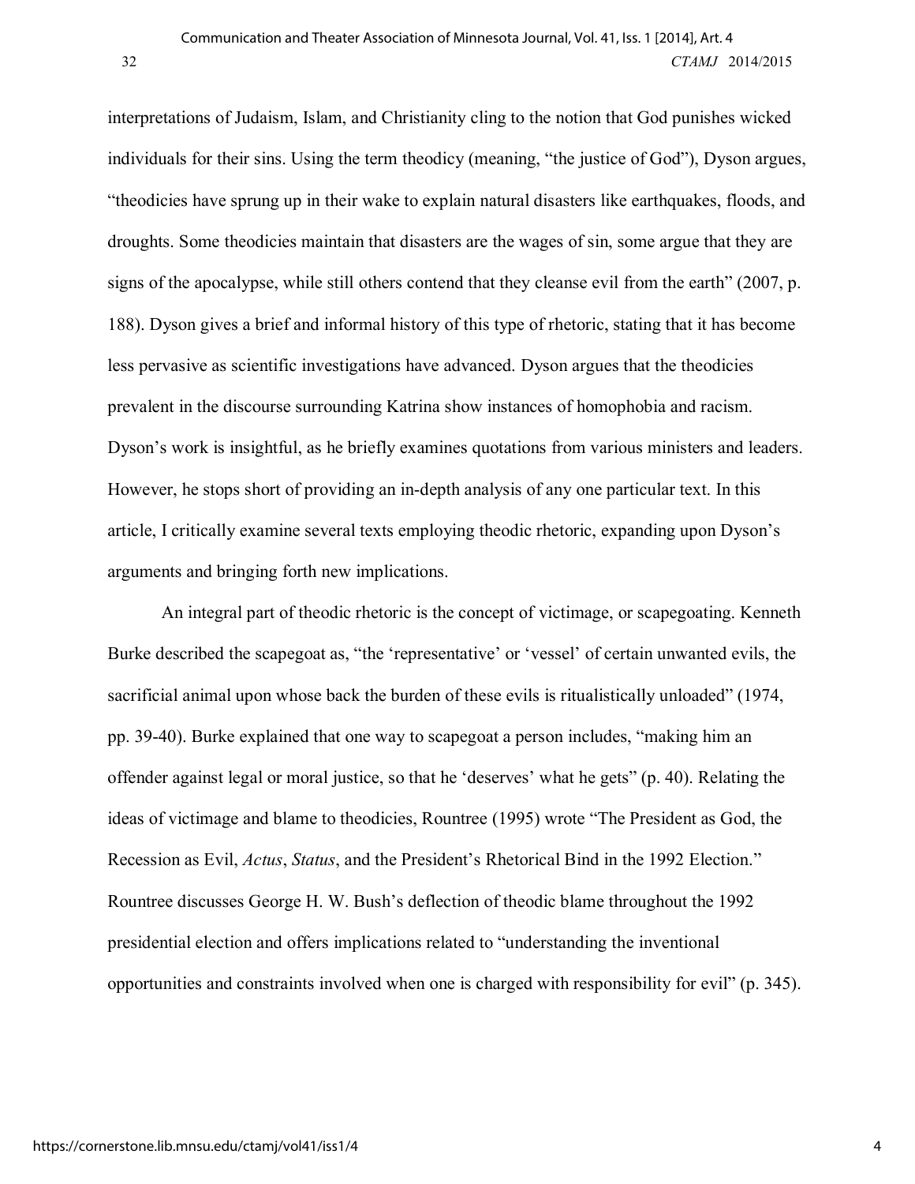interpretations of Judaism, Islam, and Christianity cling to the notion that God punishes wicked individuals for their sins. Using the term theodicy (meaning, "the justice of God"), Dyson argues, "theodicies have sprung up in their wake to explain natural disasters like earthquakes, floods, and droughts. Some theodicies maintain that disasters are the wages of sin, some argue that they are signs of the apocalypse, while still others contend that they cleanse evil from the earth" (2007, p. 188). Dyson gives a brief and informal history of this type of rhetoric, stating that it has become less pervasive as scientific investigations have advanced. Dyson argues that the theodicies prevalent in the discourse surrounding Katrina show instances of homophobia and racism. Dyson's work is insightful, as he briefly examines quotations from various ministers and leaders. However, he stops short of providing an in-depth analysis of any one particular text. In this article, I critically examine several texts employing theodic rhetoric, expanding upon Dyson's arguments and bringing forth new implications.

An integral part of theodic rhetoric is the concept of victimage, or scapegoating. Kenneth Burke described the scapegoat as, "the 'representative' or 'vessel' of certain unwanted evils, the sacrificial animal upon whose back the burden of these evils is ritualistically unloaded" (1974, pp. 39-40). Burke explained that one way to scapegoat a person includes, "making him an offender against legal or moral justice, so that he 'deserves' what he gets" (p. 40). Relating the ideas of victimage and blame to theodicies, Rountree (1995) wrote "The President as God, the Recession as Evil, *Actus*, *Status*, and the President's Rhetorical Bind in the 1992 Election." Rountree discusses George H. W. Bush's deflection of theodic blame throughout the 1992 presidential election and offers implications related to "understanding the inventional opportunities and constraints involved when one is charged with responsibility for evil" (p. 345).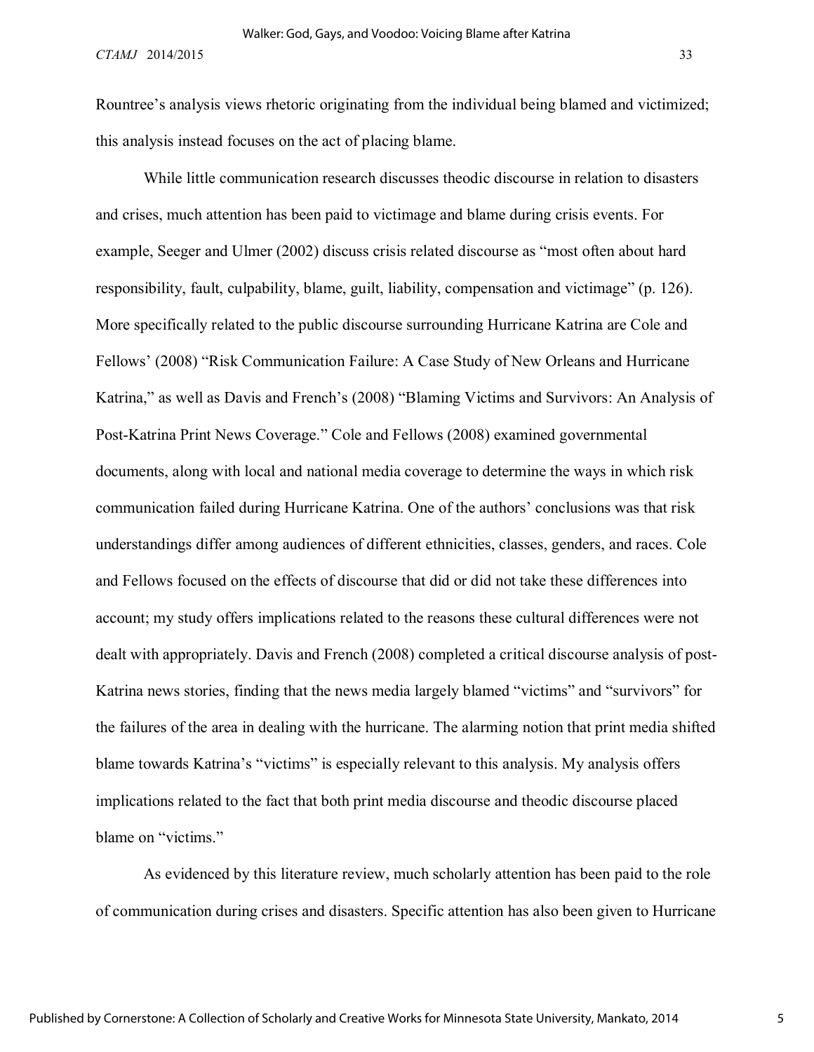Rountree's analysis views rhetoric originating from the individual being blamed and victimized; this analysis instead focuses on the act of placing blame.

While little communication research discusses theodic discourse in relation to disasters and crises, much attention has been paid to victimage and blame during crisis events. For example, Seeger and Ulmer (2002) discuss crisis related discourse as "most often about hard responsibility, fault, culpability, blame, guilt, liability, compensation and victimage" (p. 126). More specifically related to the public discourse surrounding Hurricane Katrina are Cole and Fellows' (2008) "Risk Communication Failure: A Case Study of New Orleans and Hurricane Katrina," as well as Davis and French's (2008) "Blaming Victims and Survivors: An Analysis of Post-Katrina Print News Coverage." Cole and Fellows (2008) examined governmental documents, along with local and national media coverage to determine the ways in which risk communication failed during Hurricane Katrina. One of the authors' conclusions was that risk understandings differ among audiences of different ethnicities, classes, genders, and races. Cole and Fellows focused on the effects of discourse that did or did not take these differences into account; my study offers implications related to the reasons these cultural differences were not dealt with appropriately. Davis and French (2008) completed a critical discourse analysis of post-Katrina news stories, finding that the news media largely blamed "victims" and "survivors" for the failures of the area in dealing with the hurricane. The alarming notion that print media shifted blame towards Katrina's "victims" is especially relevant to this analysis. My analysis offers implications related to the fact that both print media discourse and theodic discourse placed blame on "victims."

As evidenced by this literature review, much scholarly attention has been paid to the role of communication during crises and disasters. Specific attention has also been given to Hurricane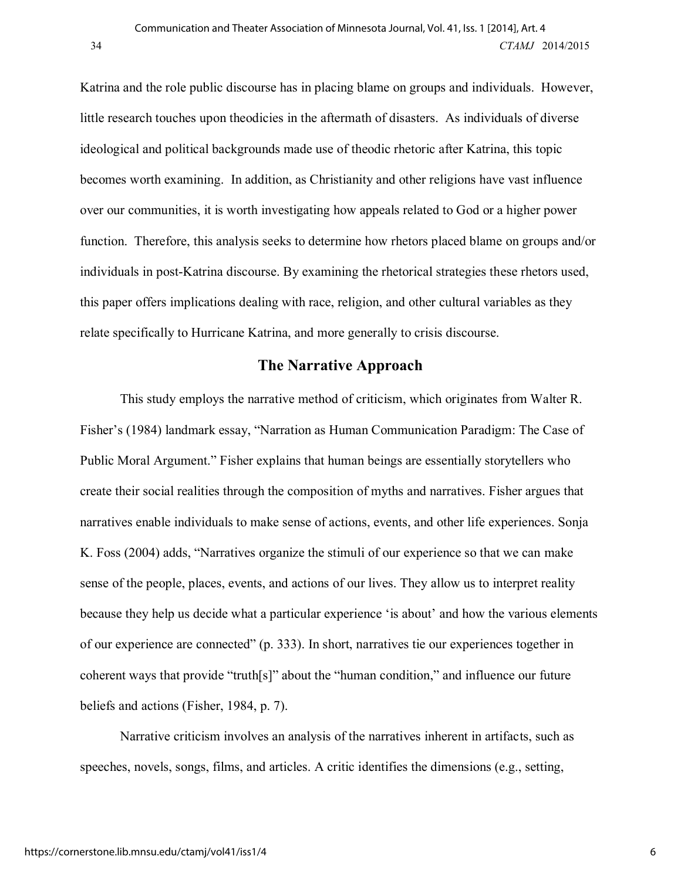Katrina and the role public discourse has in placing blame on groups and individuals. However, little research touches upon theodicies in the aftermath of disasters. As individuals of diverse ideological and political backgrounds made use of theodic rhetoric after Katrina, this topic becomes worth examining. In addition, as Christianity and other religions have vast influence over our communities, it is worth investigating how appeals related to God or a higher power function. Therefore, this analysis seeks to determine how rhetors placed blame on groups and/or individuals in post-Katrina discourse. By examining the rhetorical strategies these rhetors used, this paper offers implications dealing with race, religion, and other cultural variables as they relate specifically to Hurricane Katrina, and more generally to crisis discourse.

## The Narrative Approach

This study employs the narrative method of criticism, which originates from Walter R. Fisher's (1984) landmark essay, "Narration as Human Communication Paradigm: The Case of Public Moral Argument." Fisher explains that human beings are essentially storytellers who create their social realities through the composition of myths and narratives. Fisher argues that narratives enable individuals to make sense of actions, events, and other life experiences. Sonja K. Foss (2004) adds, "Narratives organize the stimuli of our experience so that we can make sense of the people, places, events, and actions of our lives. They allow us to interpret reality because they help us decide what a particular experience 'is about' and how the various elements of our experience are connected" (p. 333). In short, narratives tie our experiences together in coherent ways that provide "truth[s]" about the "human condition," and influence our future beliefs and actions (Fisher, 1984, p. 7).

Narrative criticism involves an analysis of the narratives inherent in artifacts, such as speeches, novels, songs, films, and articles. A critic identifies the dimensions (e.g., setting,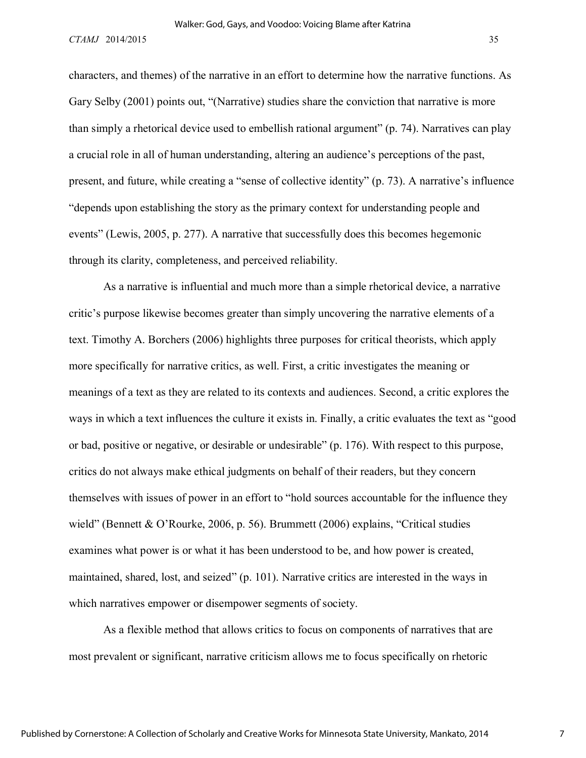characters, and themes) of the narrative in an effort to determine how the narrative functions. As Gary Selby (2001) points out, "(Narrative) studies share the conviction that narrative is more than simply a rhetorical device used to embellish rational argument" (p. 74). Narratives can play a crucial role in all of human understanding, altering an audience's perceptions of the past, present, and future, while creating a "sense of collective identity" (p. 73). A narrative's influence "depends upon establishing the story as the primary context for understanding people and events" (Lewis, 2005, p. 277). A narrative that successfully does this becomes hegemonic through its clarity, completeness, and perceived reliability.

As a narrative is influential and much more than a simple rhetorical device, a narrative critic's purpose likewise becomes greater than simply uncovering the narrative elements of a text. Timothy A. Borchers (2006) highlights three purposes for critical theorists, which apply more specifically for narrative critics, as well. First, a critic investigates the meaning or meanings of a text as they are related to its contexts and audiences. Second, a critic explores the ways in which a text influences the culture it exists in. Finally, a critic evaluates the text as "good or bad, positive or negative, or desirable or undesirable" (p. 176). With respect to this purpose, critics do not always make ethical judgments on behalf of their readers, but they concern themselves with issues of power in an effort to "hold sources accountable for the influence they wield" (Bennett & O'Rourke, 2006, p. 56). Brummett (2006) explains, "Critical studies examines what power is or what it has been understood to be, and how power is created, maintained, shared, lost, and seized" (p. 101). Narrative critics are interested in the ways in which narratives empower or disempower segments of society.

As a flexible method that allows critics to focus on components of narratives that are most prevalent or significant, narrative criticism allows me to focus specifically on rhetoric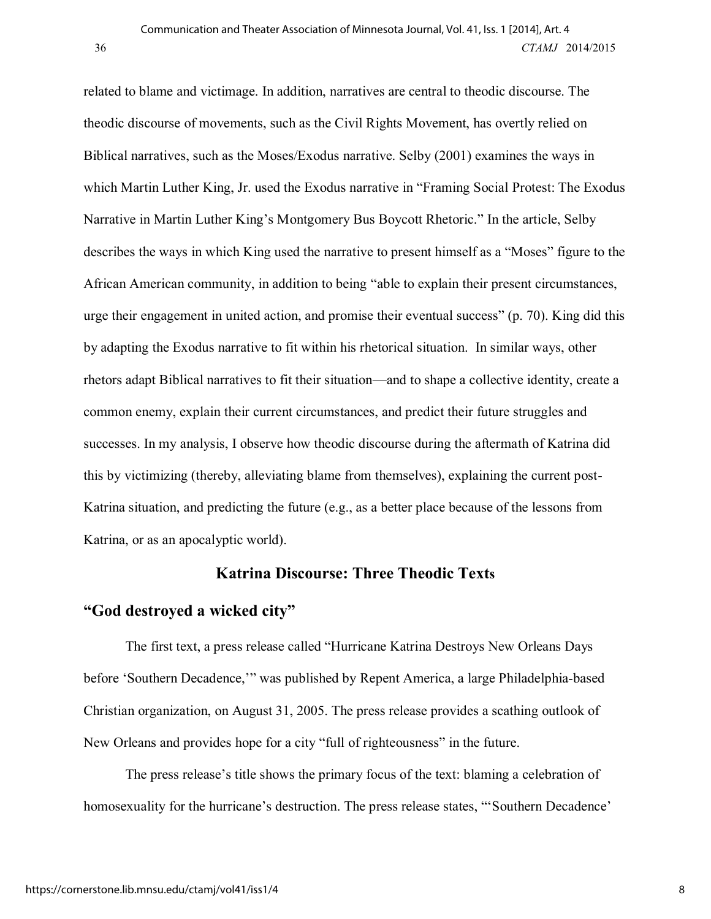related to blame and victimage. In addition, narratives are central to theodic discourse. The theodic discourse of movements, such as the Civil Rights Movement, has overtly relied on Biblical narratives, such as the Moses/Exodus narrative. Selby (2001) examines the ways in which Martin Luther King, Jr. used the Exodus narrative in "Framing Social Protest: The Exodus Narrative in Martin Luther King's Montgomery Bus Boycott Rhetoric." In the article, Selby describes the ways in which King used the narrative to present himself as a "Moses" figure to the African American community, in addition to being "able to explain their present circumstances, urge their engagement in united action, and promise their eventual success" (p. 70). King did this by adapting the Exodus narrative to fit within his rhetorical situation. In similar ways, other rhetors adapt Biblical narratives to fit their situation—and to shape a collective identity, create a common enemy, explain their current circumstances, and predict their future struggles and successes. In my analysis, I observe how theodic discourse during the aftermath of Katrina did this by victimizing (thereby, alleviating blame from themselves), explaining the current post-Katrina situation, and predicting the future (e.g., as a better place because of the lessons from Katrina, or as an apocalyptic world).

## Katrina Discourse: Three Theodic Texts

### "God destroyed a wicked city"

The first text, a press release called "Hurricane Katrina Destroys New Orleans Days before 'Southern Decadence,'" was published by Repent America, a large Philadelphia-based Christian organization, on August 31, 2005. The press release provides a scathing outlook of New Orleans and provides hope for a city "full of righteousness" in the future.

The press release's title shows the primary focus of the text: blaming a celebration of homosexuality for the hurricane's destruction. The press release states, "'Southern Decadence'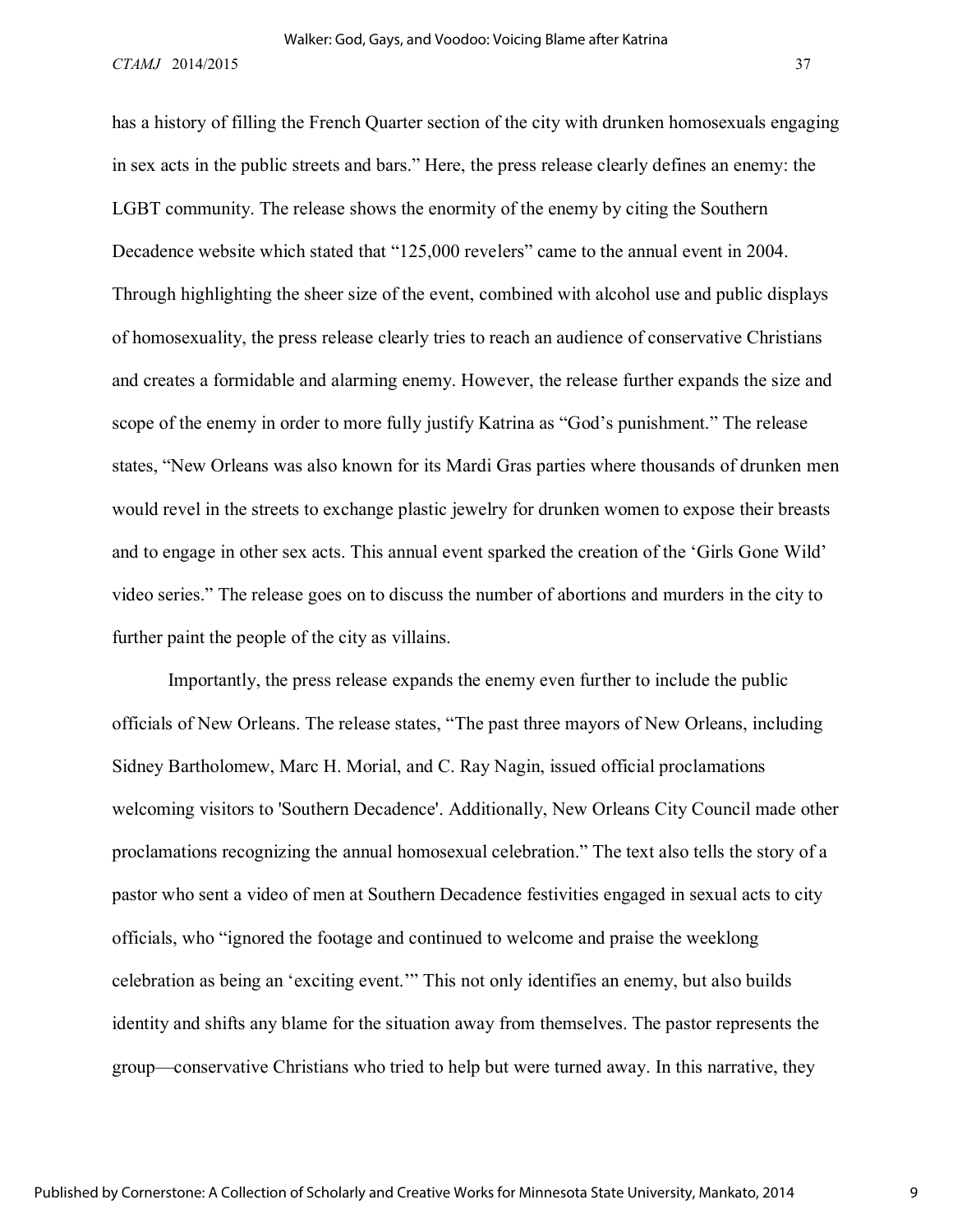has a history of filling the French Quarter section of the city with drunken homosexuals engaging in sex acts in the public streets and bars." Here, the press release clearly defines an enemy: the LGBT community. The release shows the enormity of the enemy by citing the Southern Decadence website which stated that "125,000 revelers" came to the annual event in 2004. Through highlighting the sheer size of the event, combined with alcohol use and public displays of homosexuality, the press release clearly tries to reach an audience of conservative Christians and creates a formidable and alarming enemy. However, the release further expands the size and scope of the enemy in order to more fully justify Katrina as "God's punishment." The release states, "New Orleans was also known for its Mardi Gras parties where thousands of drunken men would revel in the streets to exchange plastic jewelry for drunken women to expose their breasts and to engage in other sex acts. This annual event sparked the creation of the 'Girls Gone Wild' video series." The release goes on to discuss the number of abortions and murders in the city to further paint the people of the city as villains.

Importantly, the press release expands the enemy even further to include the public officials of New Orleans. The release states, "The past three mayors of New Orleans, including Sidney Bartholomew, Marc H. Morial, and C. Ray Nagin, issued official proclamations welcoming visitors to 'Southern Decadence'. Additionally, New Orleans City Council made other proclamations recognizing the annual homosexual celebration." The text also tells the story of a pastor who sent a video of men at Southern Decadence festivities engaged in sexual acts to city officials, who "ignored the footage and continued to welcome and praise the weeklong celebration as being an 'exciting event.'" This not only identifies an enemy, but also builds identity and shifts any blame for the situation away from themselves. The pastor represents the group—conservative Christians who tried to help but were turned away. In this narrative, they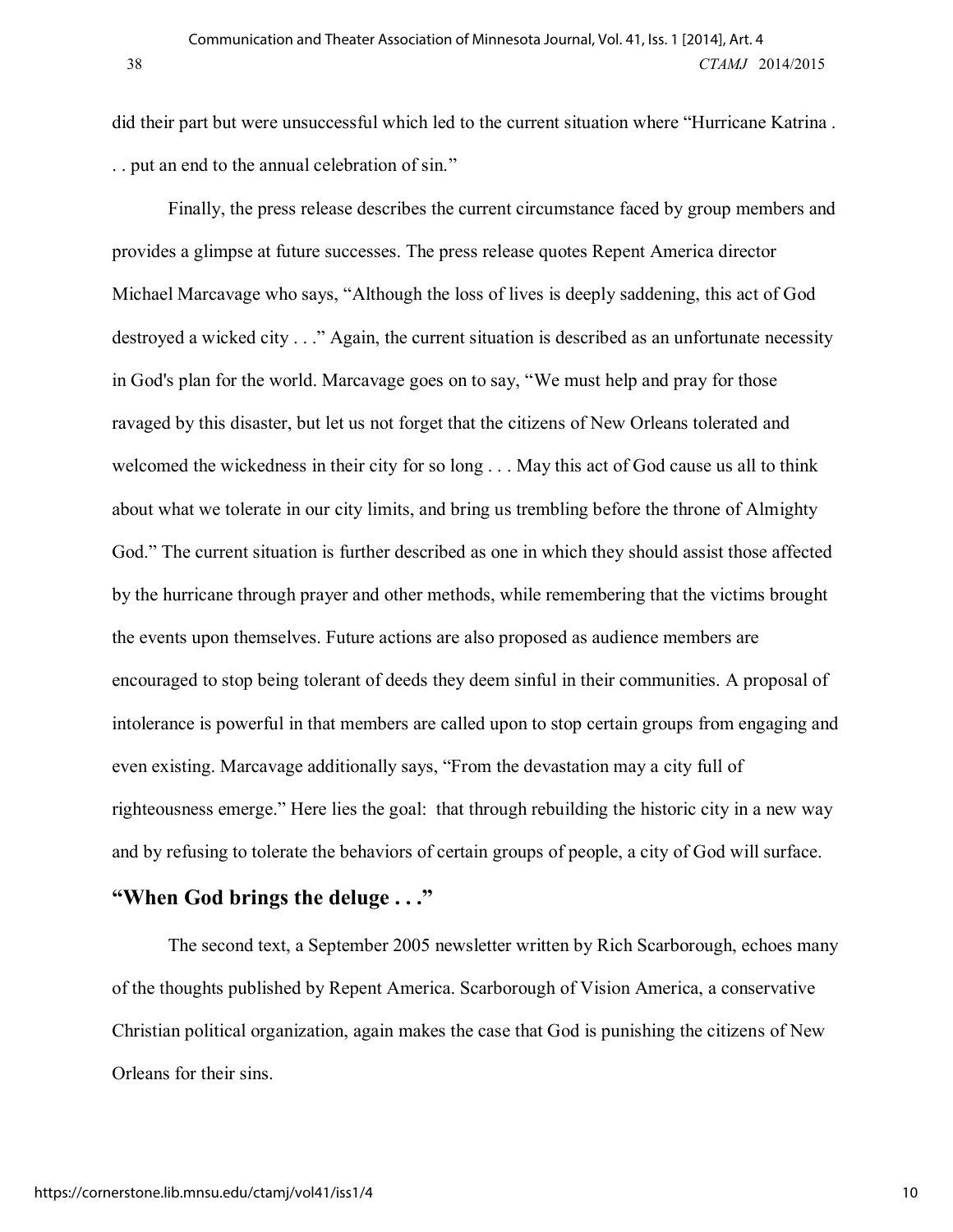did their part but were unsuccessful which led to the current situation where "Hurricane Katrina . . . put an end to the annual celebration of sin."

Finally, the press release describes the current circumstance faced by group members and provides a glimpse at future successes. The press release quotes Repent America director Michael Marcavage who says, "Although the loss of lives is deeply saddening, this act of God destroyed a wicked city . . ." Again, the current situation is described as an unfortunate necessity in God's plan for the world. Marcavage goes on to say, "We must help and pray for those ravaged by this disaster, but let us not forget that the citizens of New Orleans tolerated and welcomed the wickedness in their city for so long . . . May this act of God cause us all to think about what we tolerate in our city limits, and bring us trembling before the throne of Almighty God." The current situation is further described as one in which they should assist those affected by the hurricane through prayer and other methods, while remembering that the victims brought the events upon themselves. Future actions are also proposed as audience members are encouraged to stop being tolerant of deeds they deem sinful in their communities. A proposal of intolerance is powerful in that members are called upon to stop certain groups from engaging and even existing. Marcavage additionally says, "From the devastation may a city full of righteousness emerge." Here lies the goal: that through rebuilding the historic city in a new way and by refusing to tolerate the behaviors of certain groups of people, a city of God will surface.

## "When God brings the deluge . . ."

The second text, a September 2005 newsletter written by Rich Scarborough, echoes many of the thoughts published by Repent America. Scarborough of Vision America, a conservative Christian political organization, again makes the case that God is punishing the citizens of New Orleans for their sins.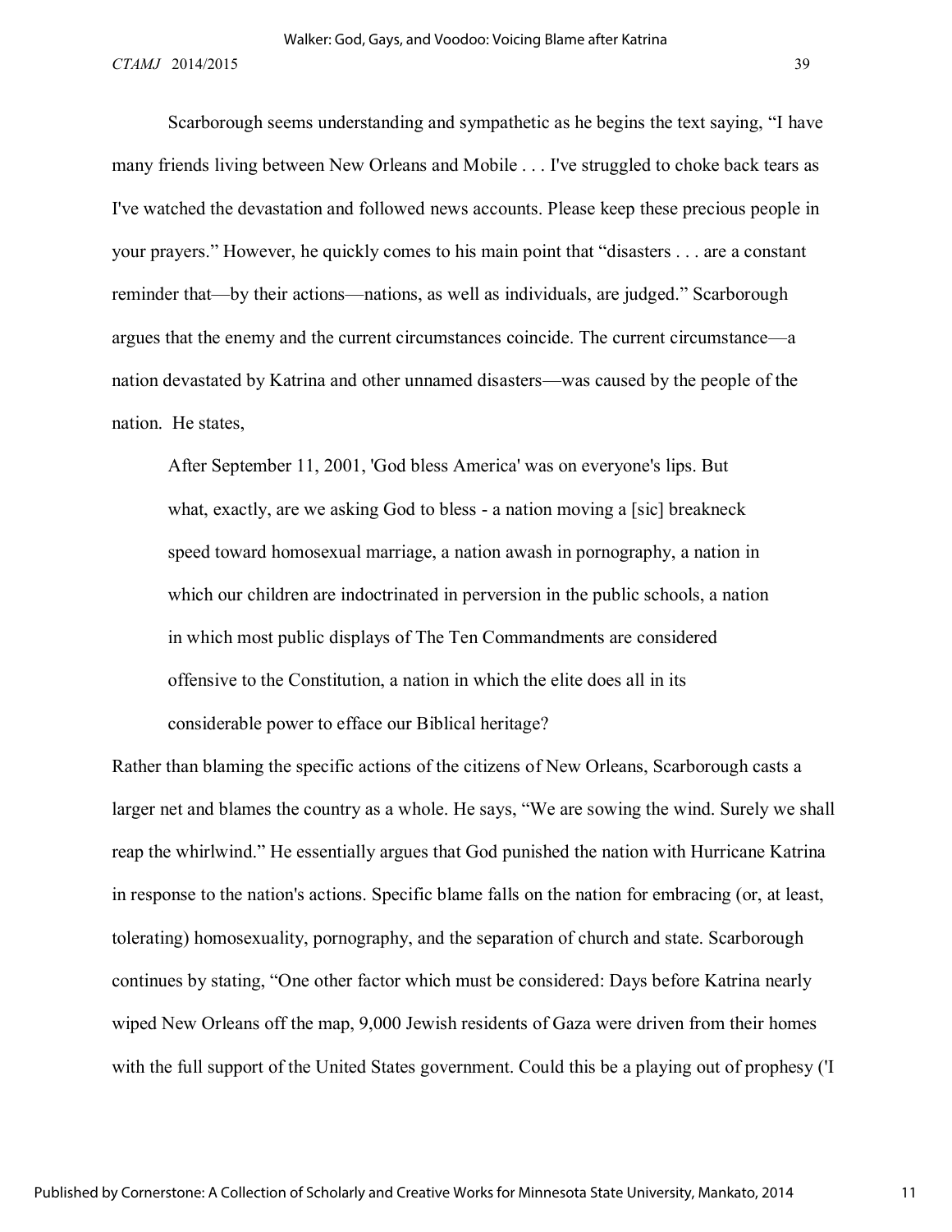Scarborough seems understanding and sympathetic as he begins the text saying, "I have many friends living between New Orleans and Mobile . . . I've struggled to choke back tears as I've watched the devastation and followed news accounts. Please keep these precious people in your prayers." However, he quickly comes to his main point that "disasters . . . are a constant reminder that—by their actions—nations, as well as individuals, are judged." Scarborough argues that the enemy and the current circumstances coincide. The current circumstance—a nation devastated by Katrina and other unnamed disasters—was caused by the people of the nation. He states,

> After September 11, 2001, 'God bless America' was on everyone's lips. But what, exactly, are we asking God to bless - a nation moving a [sic] breakneck speed toward homosexual marriage, a nation awash in pornography, a nation in which our children are indoctrinated in perversion in the public schools, a nation in which most public displays of The Ten Commandments are considered offensive to the Constitution, a nation in which the elite does all in its considerable power to efface our Biblical heritage?

Rather than blaming the specific actions of the citizens of New Orleans, Scarborough casts a larger net and blames the country as a whole. He says, "We are sowing the wind. Surely we shall reap the whirlwind." He essentially argues that God punished the nation with Hurricane Katrina in response to the nation's actions. Specific blame falls on the nation for embracing (or, at least, tolerating) homosexuality, pornography, and the separation of church and state. Scarborough continues by stating, "One other factor which must be considered: Days before Katrina nearly wiped New Orleans off the map, 9,000 Jewish residents of Gaza were driven from their homes with the full support of the United States government. Could this be a playing out of prophesy ('I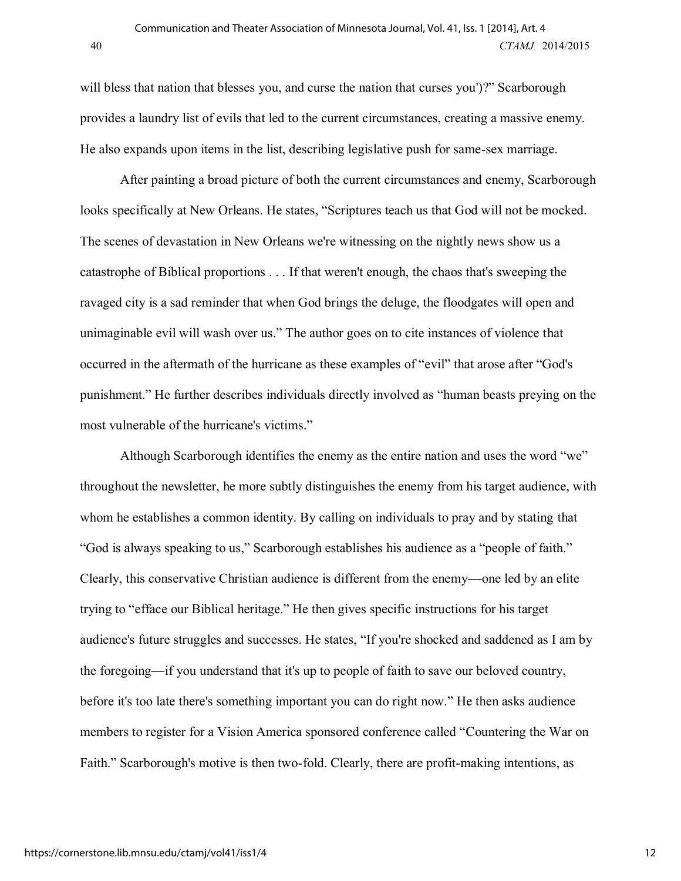will bless that nation that blesses you, and curse the nation that curses you')?" Scarborough provides a laundry list of evils that led to the current circumstances, creating a massive enemy. He also expands upon items in the list, describing legislative push for same-sex marriage.

After painting a broad picture of both the current circumstances and enemy, Scarborough looks specifically at New Orleans. He states, "Scriptures teach us that God will not be mocked. The scenes of devastation in New Orleans we're witnessing on the nightly news show us a catastrophe of Biblical proportions . . . If that weren't enough, the chaos that's sweeping the ravaged city is a sad reminder that when God brings the deluge, the floodgates will open and unimaginable evil will wash over us." The author goes on to cite instances of violence that occurred in the aftermath of the hurricane as these examples of "evil" that arose after "God's punishment." He further describes individuals directly involved as "human beasts preying on the most vulnerable of the hurricane's victims."

Although Scarborough identifies the enemy as the entire nation and uses the word "we" throughout the newsletter, he more subtly distinguishes the enemy from his target audience, with whom he establishes a common identity. By calling on individuals to pray and by stating that "God is always speaking to us," Scarborough establishes his audience as a "people of faith." Clearly, this conservative Christian audience is different from the enemy—one led by an elite trying to "efface our Biblical heritage." He then gives specific instructions for his target audience's future struggles and successes. He states, "If you're shocked and saddened as I am by the foregoing—if you understand that it's up to people of faith to save our beloved country, before it's too late there's something important you can do right now." He then asks audience members to register for a Vision America sponsored conference called "Countering the War on Faith." Scarborough's motive is then two-fold. Clearly, there are profit-making intentions, as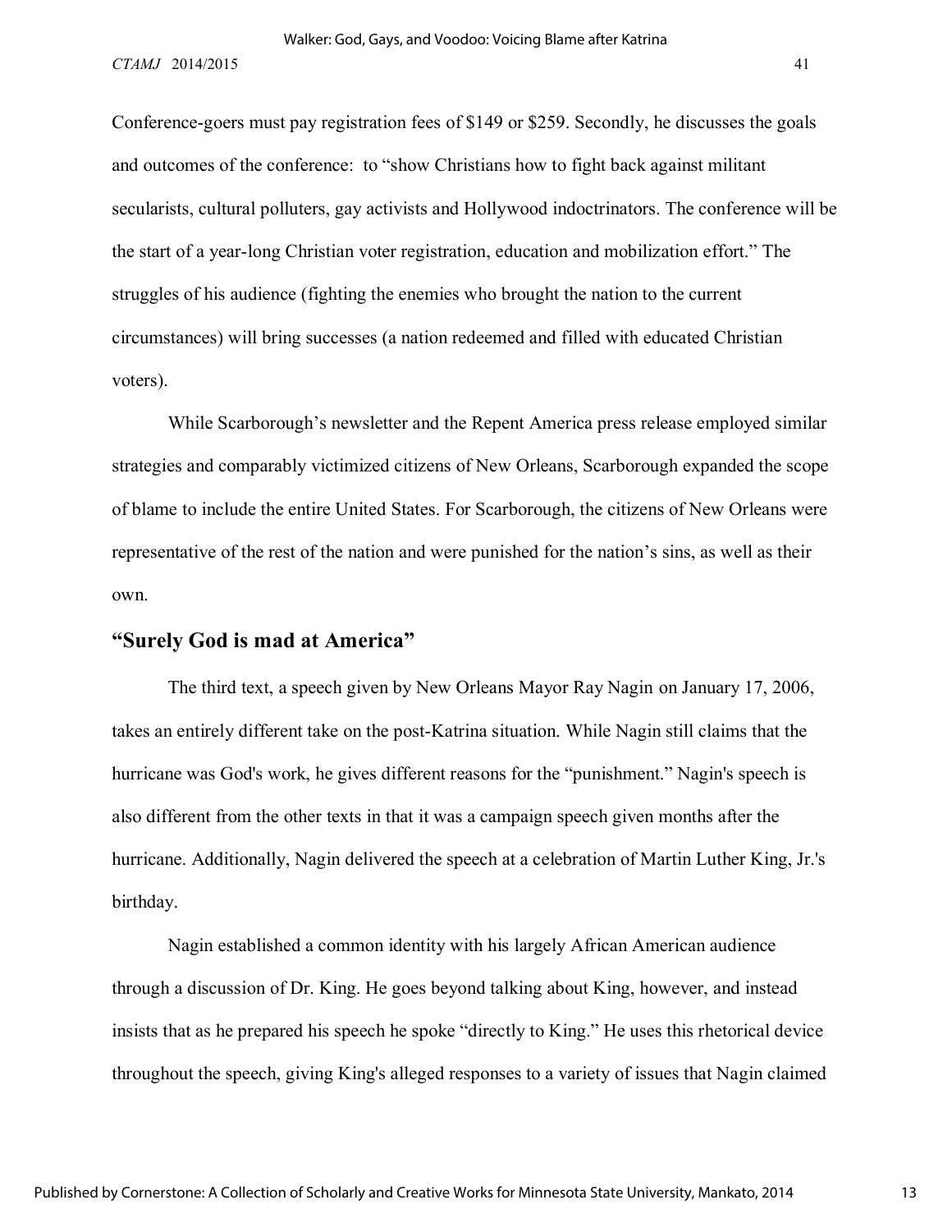Conference-goers must pay registration fees of $149 or $259. Secondly, he discusses the goals and outcomes of the conference: to "show Christians how to fight back against militant secularists, cultural polluters, gay activists and Hollywood indoctrinators. The conference will be the start of a year-long Christian voter registration, education and mobilization effort." The struggles of his audience (fighting the enemies who brought the nation to the current circumstances) will bring successes (a nation redeemed and filled with educated Christian voters).

While Scarborough's newsletter and the Repent America press release employed similar strategies and comparably victimized citizens of New Orleans, Scarborough expanded the scope of blame to include the entire United States. For Scarborough, the citizens of New Orleans were representative of the rest of the nation and were punished for the nation's sins, as well as their own.

## "Surely God is mad at America"

The third text, a speech given by New Orleans Mayor Ray Nagin on January 17, 2006, takes an entirely different take on the post-Katrina situation. While Nagin still claims that the hurricane was God's work, he gives different reasons for the "punishment." Nagin's speech is also different from the other texts in that it was a campaign speech given months after the hurricane. Additionally, Nagin delivered the speech at a celebration of Martin Luther King, Jr.'s birthday.

Nagin established a common identity with his largely African American audience through a discussion of Dr. King. He goes beyond talking about King, however, and instead insists that as he prepared his speech he spoke "directly to King." He uses this rhetorical device throughout the speech, giving King's alleged responses to a variety of issues that Nagin claimed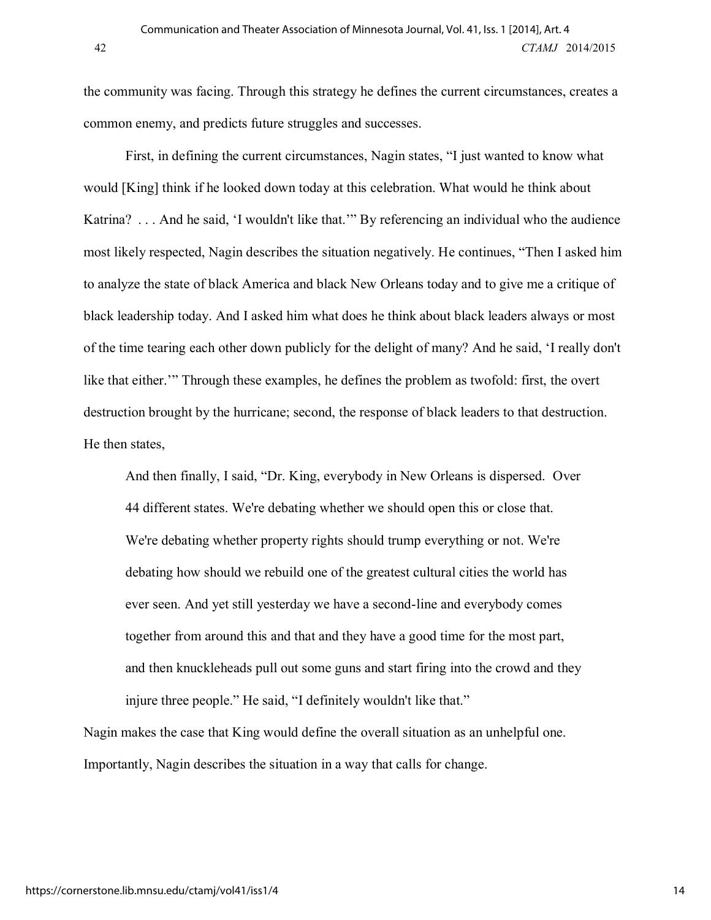the community was facing. Through this strategy he defines the current circumstances, creates a common enemy, and predicts future struggles and successes.

First, in defining the current circumstances, Nagin states, "I just wanted to know what would [King] think if he looked down today at this celebration. What would he think about Katrina? . . . And he said, 'I wouldn't like that.'" By referencing an individual who the audience most likely respected, Nagin describes the situation negatively. He continues, "Then I asked him to analyze the state of black America and black New Orleans today and to give me a critique of black leadership today. And I asked him what does he think about black leaders always or most of the time tearing each other down publicly for the delight of many? And he said, 'I really don't like that either.'" Through these examples, he defines the problem as twofold: first, the overt destruction brought by the hurricane; second, the response of black leaders to that destruction. He then states,

> And then finally, I said, "Dr. King, everybody in New Orleans is dispersed. Over 44 different states. We're debating whether we should open this or close that. We're debating whether property rights should trump everything or not. We're debating how should we rebuild one of the greatest cultural cities the world has ever seen. And yet still yesterday we have a second-line and everybody comes together from around this and that and they have a good time for the most part, and then knuckleheads pull out some guns and start firing into the crowd and they injure three people." He said, "I definitely wouldn't like that."

Nagin makes the case that King would define the overall situation as an unhelpful one. Importantly, Nagin describes the situation in a way that calls for change.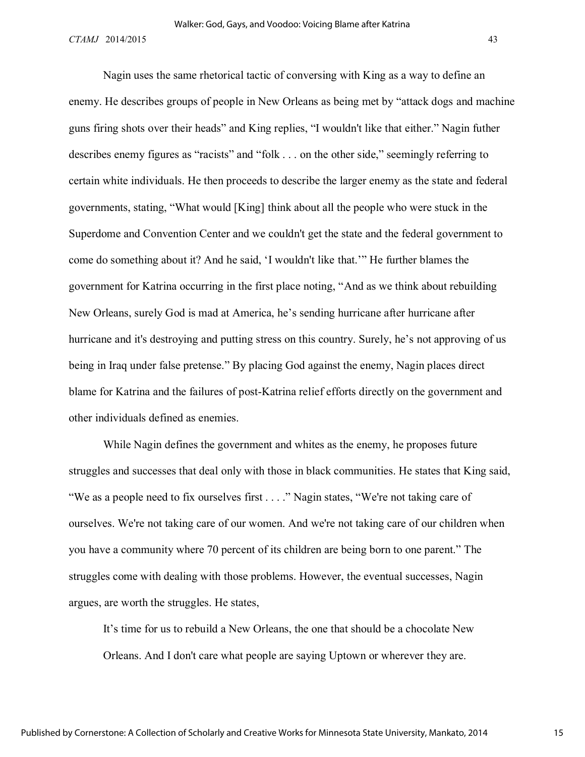Nagin uses the same rhetorical tactic of conversing with King as a way to define an enemy. He describes groups of people in New Orleans as being met by "attack dogs and machine guns firing shots over their heads" and King replies, "I wouldn't like that either." Nagin futher describes enemy figures as "racists" and "folk . . . on the other side," seemingly referring to certain white individuals. He then proceeds to describe the larger enemy as the state and federal governments, stating, "What would [King] think about all the people who were stuck in the Superdome and Convention Center and we couldn't get the state and the federal government to come do something about it? And he said, 'I wouldn't like that.'" He further blames the government for Katrina occurring in the first place noting, "And as we think about rebuilding New Orleans, surely God is mad at America, he's sending hurricane after hurricane after hurricane and it's destroying and putting stress on this country. Surely, he's not approving of us being in Iraq under false pretense." By placing God against the enemy, Nagin places direct blame for Katrina and the failures of post-Katrina relief efforts directly on the government and other individuals defined as enemies.

While Nagin defines the government and whites as the enemy, he proposes future struggles and successes that deal only with those in black communities. He states that King said, "We as a people need to fix ourselves first . . . ." Nagin states, "We're not taking care of ourselves. We're not taking care of our women. And we're not taking care of our children when you have a community where 70 percent of its children are being born to one parent." The struggles come with dealing with those problems. However, the eventual successes, Nagin argues, are worth the struggles. He states,

> It's time for us to rebuild a New Orleans, the one that should be a chocolate New Orleans. And I don't care what people are saying Uptown or wherever they are.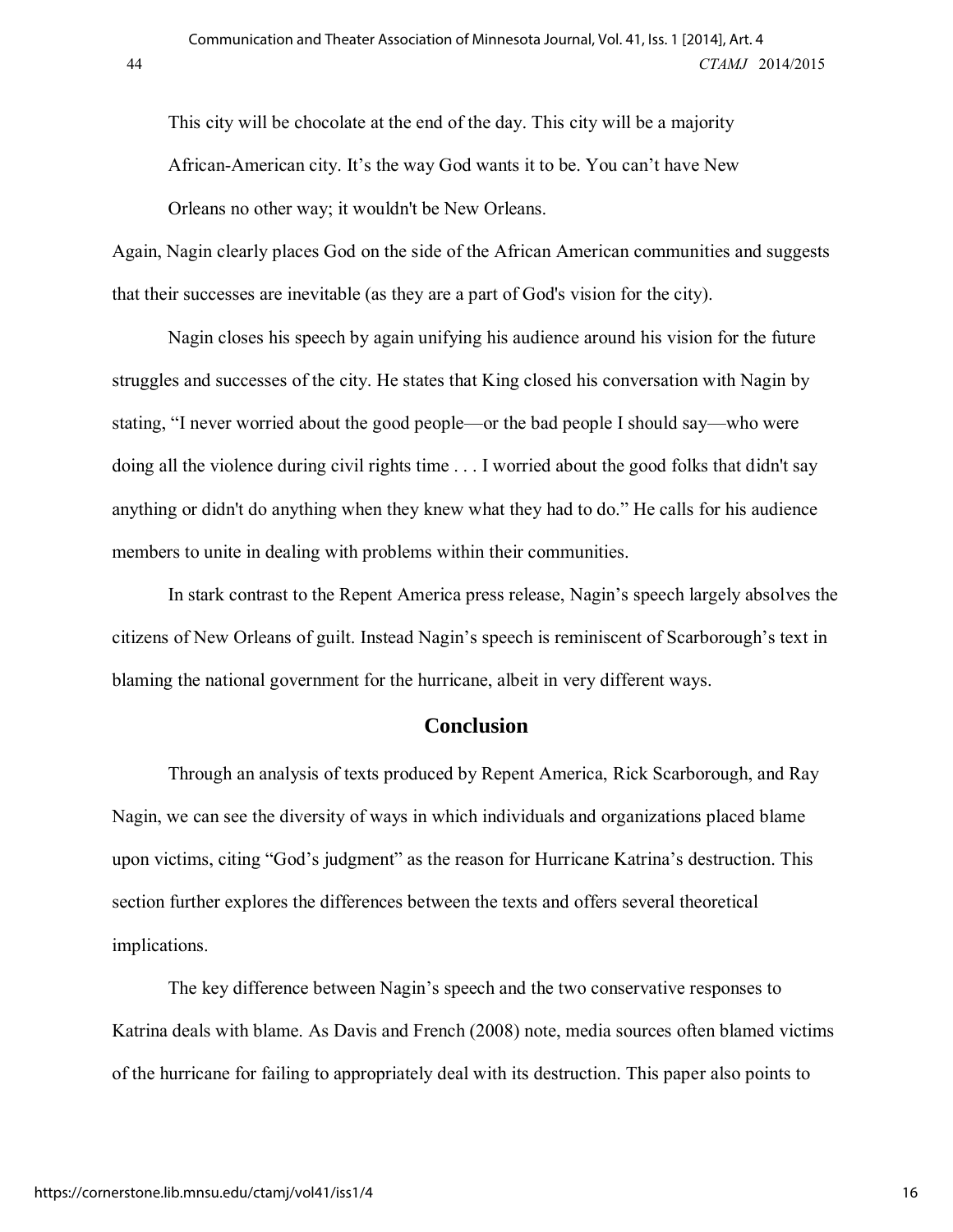> This city will be chocolate at the end of the day. This city will be a majority African-American city. It's the way God wants it to be. You can't have New Orleans no other way; it wouldn't be New Orleans.

Again, Nagin clearly places God on the side of the African American communities and suggests that their successes are inevitable (as they are a part of God's vision for the city).

Nagin closes his speech by again unifying his audience around his vision for the future struggles and successes of the city. He states that King closed his conversation with Nagin by stating, "I never worried about the good people—or the bad people I should say—who were doing all the violence during civil rights time . . . I worried about the good folks that didn't say anything or didn't do anything when they knew what they had to do." He calls for his audience members to unite in dealing with problems within their communities.

In stark contrast to the Repent America press release, Nagin's speech largely absolves the citizens of New Orleans of guilt. Instead Nagin's speech is reminiscent of Scarborough's text in blaming the national government for the hurricane, albeit in very different ways.

## Conclusion

Through an analysis of texts produced by Repent America, Rick Scarborough, and Ray Nagin, we can see the diversity of ways in which individuals and organizations placed blame upon victims, citing "God's judgment" as the reason for Hurricane Katrina's destruction. This section further explores the differences between the texts and offers several theoretical implications.

The key difference between Nagin's speech and the two conservative responses to Katrina deals with blame. As Davis and French (2008) note, media sources often blamed victims of the hurricane for failing to appropriately deal with its destruction. This paper also points to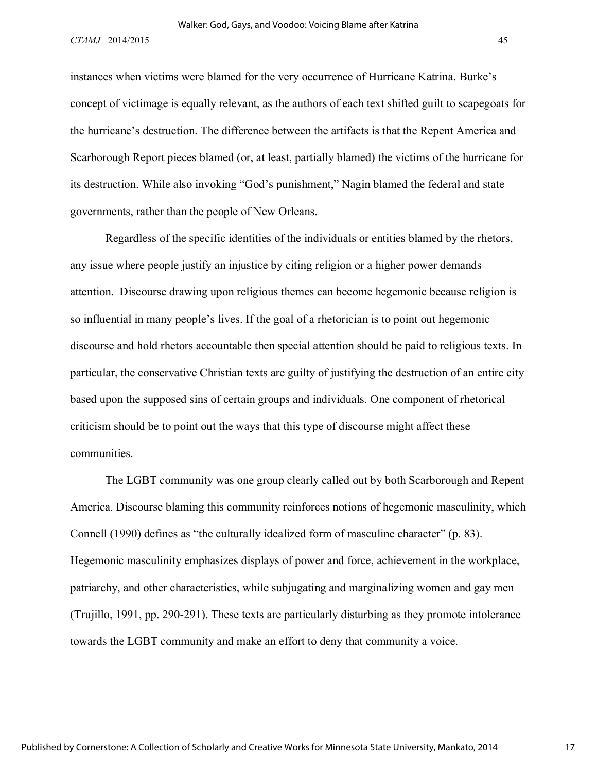instances when victims were blamed for the very occurrence of Hurricane Katrina. Burke's concept of victimage is equally relevant, as the authors of each text shifted guilt to scapegoats for the hurricane's destruction. The difference between the artifacts is that the Repent America and Scarborough Report pieces blamed (or, at least, partially blamed) the victims of the hurricane for its destruction. While also invoking "God's punishment," Nagin blamed the federal and state governments, rather than the people of New Orleans.

Regardless of the specific identities of the individuals or entities blamed by the rhetors, any issue where people justify an injustice by citing religion or a higher power demands attention. Discourse drawing upon religious themes can become hegemonic because religion is so influential in many people's lives. If the goal of a rhetorician is to point out hegemonic discourse and hold rhetors accountable then special attention should be paid to religious texts. In particular, the conservative Christian texts are guilty of justifying the destruction of an entire city based upon the supposed sins of certain groups and individuals. One component of rhetorical criticism should be to point out the ways that this type of discourse might affect these communities.

The LGBT community was one group clearly called out by both Scarborough and Repent America. Discourse blaming this community reinforces notions of hegemonic masculinity, which Connell (1990) defines as "the culturally idealized form of masculine character" (p. 83). Hegemonic masculinity emphasizes displays of power and force, achievement in the workplace, patriarchy, and other characteristics, while subjugating and marginalizing women and gay men (Trujillo, 1991, pp. 290-291). These texts are particularly disturbing as they promote intolerance towards the LGBT community and make an effort to deny that community a voice.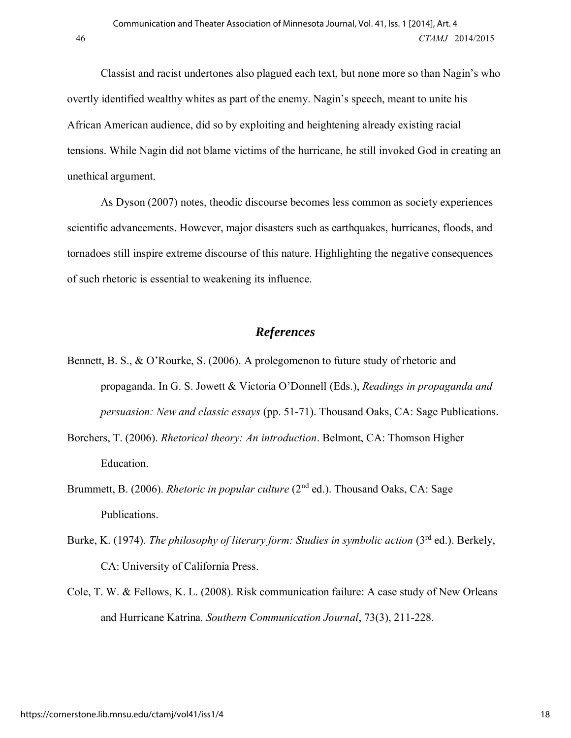Classist and racist undertones also plagued each text, but none more so than Nagin's who overtly identified wealthy whites as part of the enemy. Nagin's speech, meant to unite his African American audience, did so by exploiting and heightening already existing racial tensions. While Nagin did not blame victims of the hurricane, he still invoked God in creating an unethical argument.

As Dyson (2007) notes, theodic discourse becomes less common as society experiences scientific advancements. However, major disasters such as earthquakes, hurricanes, floods, and tornadoes still inspire extreme discourse of this nature. Highlighting the negative consequences of such rhetoric is essential to weakening its influence.

## *References*

Bennett, B. S., & O'Rourke, S. (2006). A prolegomenon to future study of rhetoric and propaganda. In G. S. Jowett & Victoria O'Donnell (Eds.), *Readings in propaganda and persuasion: New and classic essays* (pp. 51-71). Thousand Oaks, CA: Sage Publications.

Borchers, T. (2006). *Rhetorical theory: An introduction*. Belmont, CA: Thomson Higher Education.

Brummett, B. (2006). *Rhetoric in popular culture* (2nd ed.). Thousand Oaks, CA: Sage Publications.

Burke, K. (1974). *The philosophy of literary form: Studies in symbolic action* (3rd ed.). Berkely, CA: University of California Press.

Cole, T. W. & Fellows, K. L. (2008). Risk communication failure: A case study of New Orleans and Hurricane Katrina. *Southern Communication Journal*, 73(3), 211-228.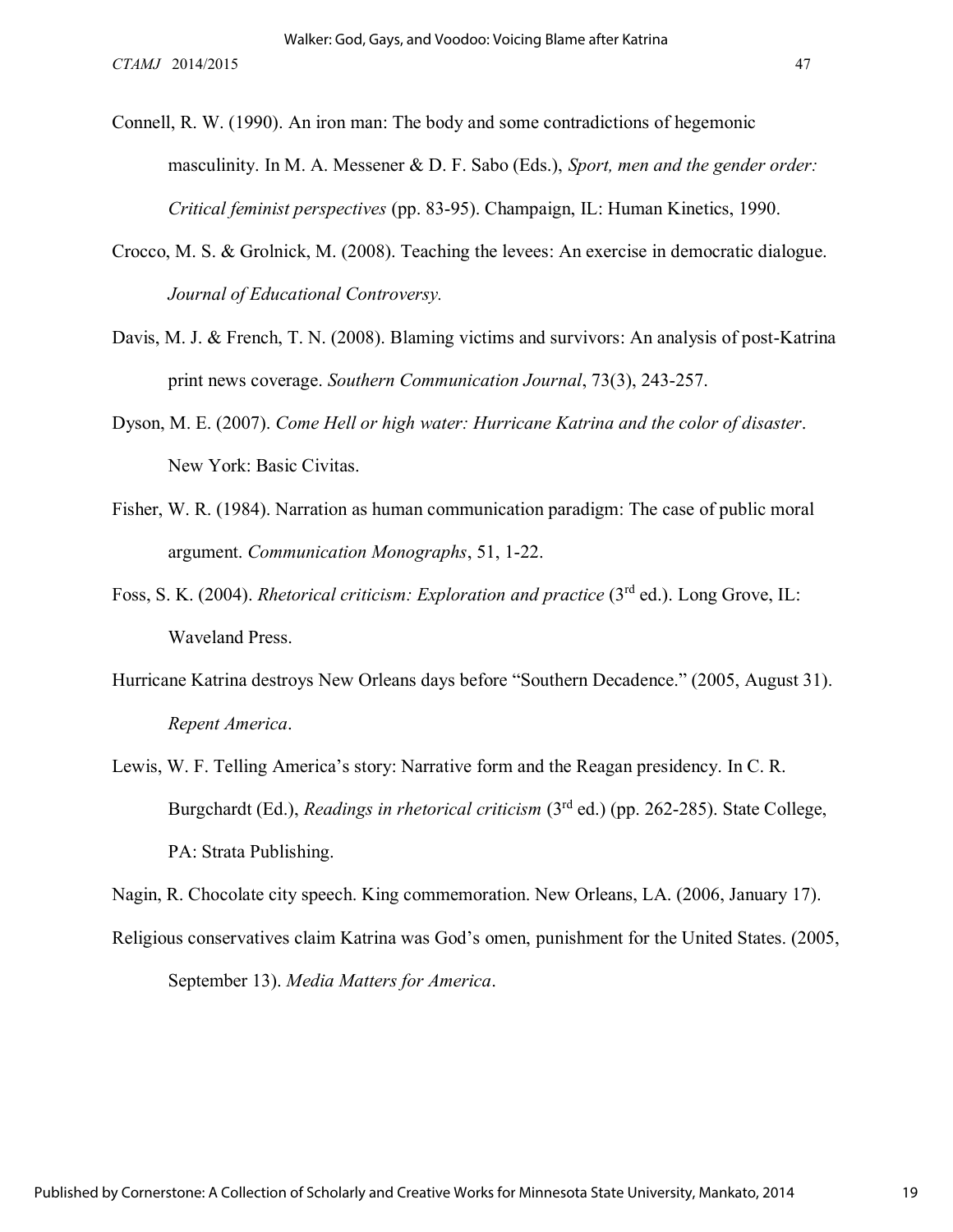Connell, R. W. (1990). An iron man: The body and some contradictions of hegemonic masculinity. In M. A. Messener & D. F. Sabo (Eds.), *Sport, men and the gender order: Critical feminist perspectives* (pp. 83-95). Champaign, IL: Human Kinetics, 1990.

Crocco, M. S. & Grolnick, M. (2008). Teaching the levees: An exercise in democratic dialogue. *Journal of Educational Controversy.*

Davis, M. J. & French, T. N. (2008). Blaming victims and survivors: An analysis of post-Katrina print news coverage. *Southern Communication Journal*, 73(3), 243-257.

Dyson, M. E. (2007). *Come Hell or high water: Hurricane Katrina and the color of disaster*. New York: Basic Civitas.

Fisher, W. R. (1984). Narration as human communication paradigm: The case of public moral argument. *Communication Monographs*, 51, 1-22.

Foss, S. K. (2004). *Rhetorical criticism: Exploration and practice* (3rd ed.). Long Grove, IL: Waveland Press.

Hurricane Katrina destroys New Orleans days before "Southern Decadence." (2005, August 31). *Repent America*.

Lewis, W. F. Telling America's story: Narrative form and the Reagan presidency. In C. R. Burgchardt (Ed.), *Readings in rhetorical criticism* (3rd ed.) (pp. 262-285). State College, PA: Strata Publishing.

Nagin, R. Chocolate city speech. King commemoration. New Orleans, LA. (2006, January 17).

Religious conservatives claim Katrina was God's omen, punishment for the United States. (2005, September 13). *Media Matters for America*.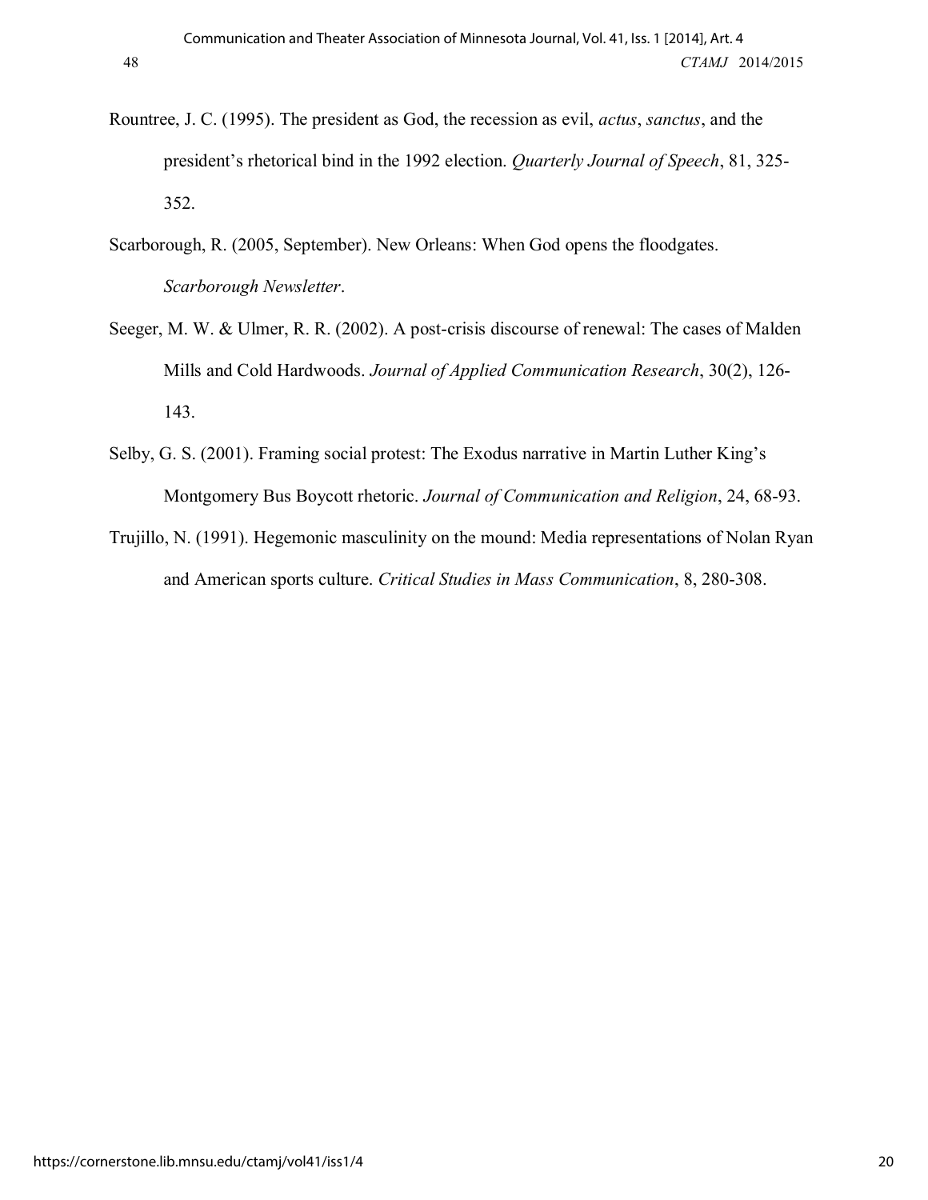Rountree, J. C. (1995). The president as God, the recession as evil, *actus*, *sanctus*, and the president's rhetorical bind in the 1992 election. *Quarterly Journal of Speech*, 81, 325-352.

Scarborough, R. (2005, September). New Orleans: When God opens the floodgates. *Scarborough Newsletter*.

Seeger, M. W. & Ulmer, R. R. (2002). A post-crisis discourse of renewal: The cases of Malden Mills and Cold Hardwoods. *Journal of Applied Communication Research*, 30(2), 126-143.

Selby, G. S. (2001). Framing social protest: The Exodus narrative in Martin Luther King's Montgomery Bus Boycott rhetoric. *Journal of Communication and Religion*, 24, 68-93.

Trujillo, N. (1991). Hegemonic masculinity on the mound: Media representations of Nolan Ryan and American sports culture. *Critical Studies in Mass Communication*, 8, 280-308.